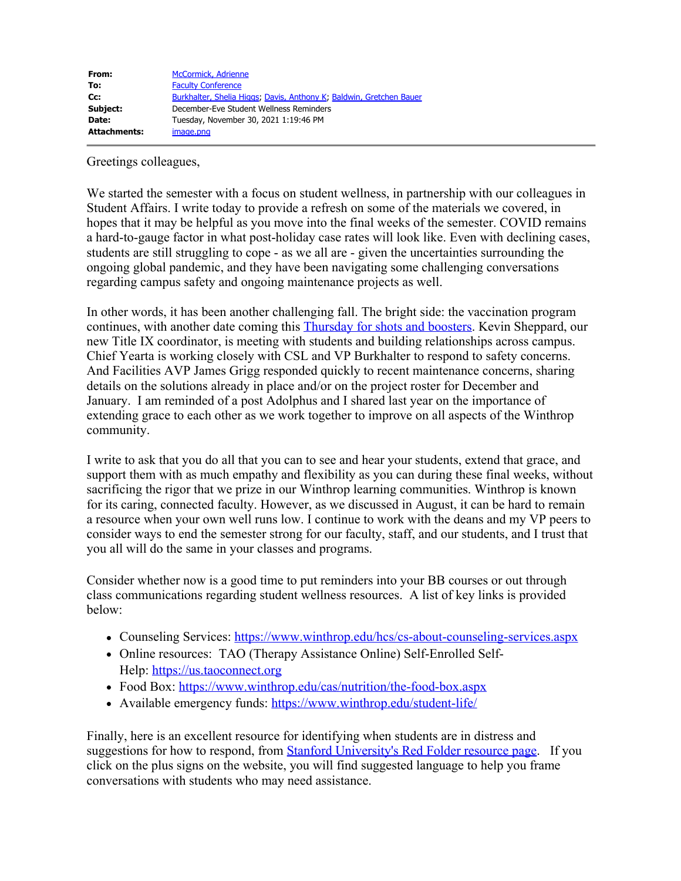**From:** McCormick, Adrienne
**To:** Faculty Conference
**Cc:** Burkhalter, Shelia Higgs; Davis, Anthony K; Baldwin, Gretchen Bauer
**Subject:** December-Eve Student Wellness Reminders
**Date:** Tuesday, November 30, 2021 1:19:46 PM
**Attachments:** image.png

---

Greetings colleagues,

We started the semester with a focus on student wellness, in partnership with our colleagues in Student Affairs. I write today to provide a refresh on some of the materials we covered, in hopes that it may be helpful as you move into the final weeks of the semester. COVID remains a hard-to-gauge factor in what post-holiday case rates will look like. Even with declining cases, students are still struggling to cope - as we all are - given the uncertainties surrounding the ongoing global pandemic, and they have been navigating some challenging conversations regarding campus safety and ongoing maintenance projects as well.

In other words, it has been another challenging fall. The bright side: the vaccination program continues, with another date coming this Thursday for shots and boosters. Kevin Sheppard, our new Title IX coordinator, is meeting with students and building relationships across campus. Chief Yearta is working closely with CSL and VP Burkhalter to respond to safety concerns. And Facilities AVP James Grigg responded quickly to recent maintenance concerns, sharing details on the solutions already in place and/or on the project roster for December and January. I am reminded of a post Adolphus and I shared last year on the importance of extending grace to each other as we work together to improve on all aspects of the Winthrop community.

I write to ask that you do all that you can to see and hear your students, extend that grace, and support them with as much empathy and flexibility as you can during these final weeks, without sacrificing the rigor that we prize in our Winthrop learning communities. Winthrop is known for its caring, connected faculty. However, as we discussed in August, it can be hard to remain a resource when your own well runs low. I continue to work with the deans and my VP peers to consider ways to end the semester strong for our faculty, staff, and our students, and I trust that you all will do the same in your classes and programs.

Consider whether now is a good time to put reminders into your BB courses or out through class communications regarding student wellness resources. A list of key links is provided below:

- Counseling Services: https://www.winthrop.edu/hcs/cs-about-counseling-services.aspx
- Online resources: TAO (Therapy Assistance Online) Self-Enrolled Self-Help: https://us.taoconnect.org
- Food Box: https://www.winthrop.edu/cas/nutrition/the-food-box.aspx
- Available emergency funds: https://www.winthrop.edu/student-life/

Finally, here is an excellent resource for identifying when students are in distress and suggestions for how to respond, from Stanford University's Red Folder resource page. If you click on the plus signs on the website, you will find suggested language to help you frame conversations with students who may need assistance.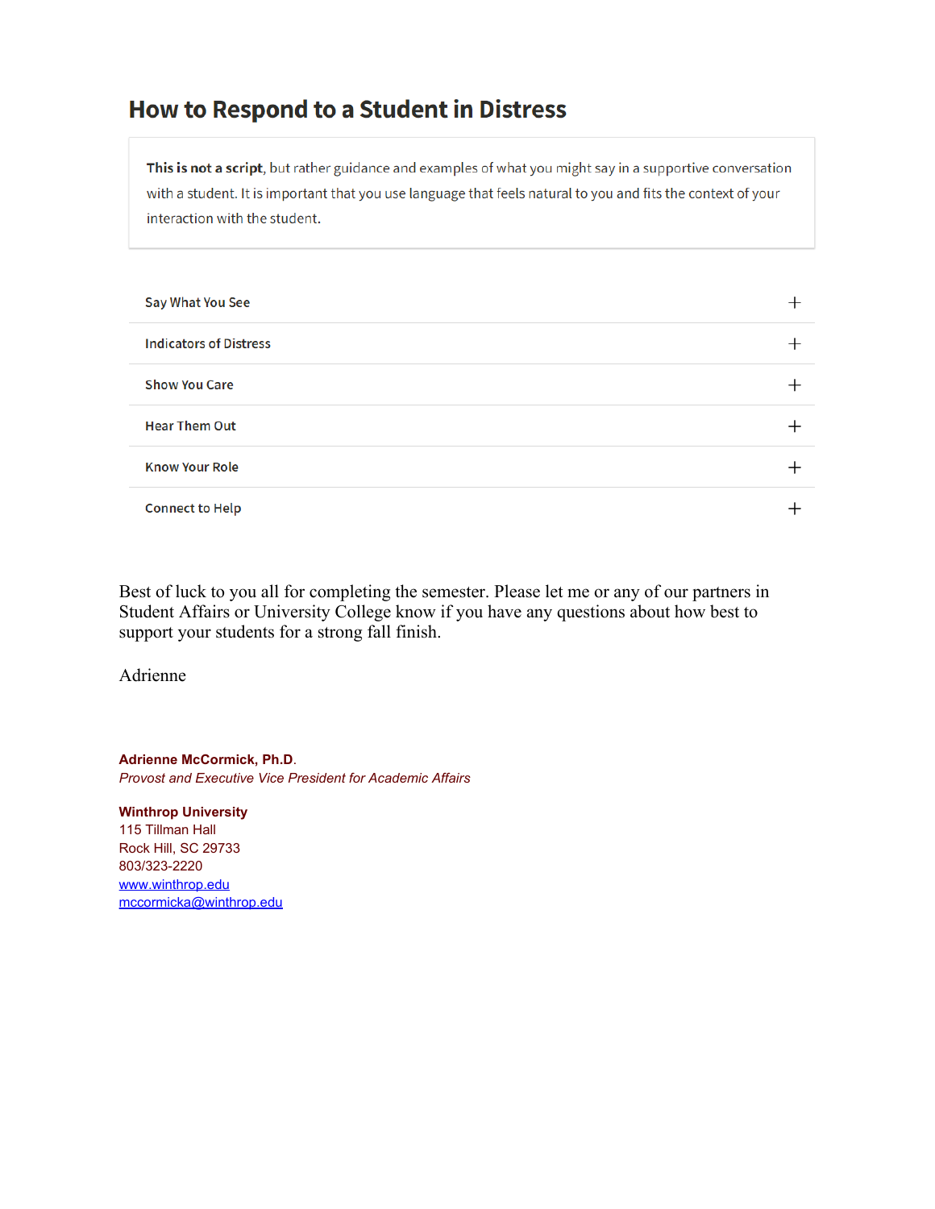## How to Respond to a Student in Distress

**This is not a script**, but rather guidance and examples of what you might say in a supportive conversation with a student. It is important that you use language that feels natural to you and fits the context of your interaction with the student.

- Say What You See
- Indicators of Distress
- Show You Care
- Hear Them Out
- Know Your Role
- Connect to Help

Best of luck to you all for completing the semester. Please let me or any of our partners in Student Affairs or University College know if you have any questions about how best to support your students for a strong fall finish.

Adrienne

**Adrienne McCormick, Ph.D.**
*Provost and Executive Vice President for Academic Affairs*

**Winthrop University**
115 Tillman Hall
Rock Hill, SC 29733
803/323-2220
www.winthrop.edu
mccormicka@winthrop.edu